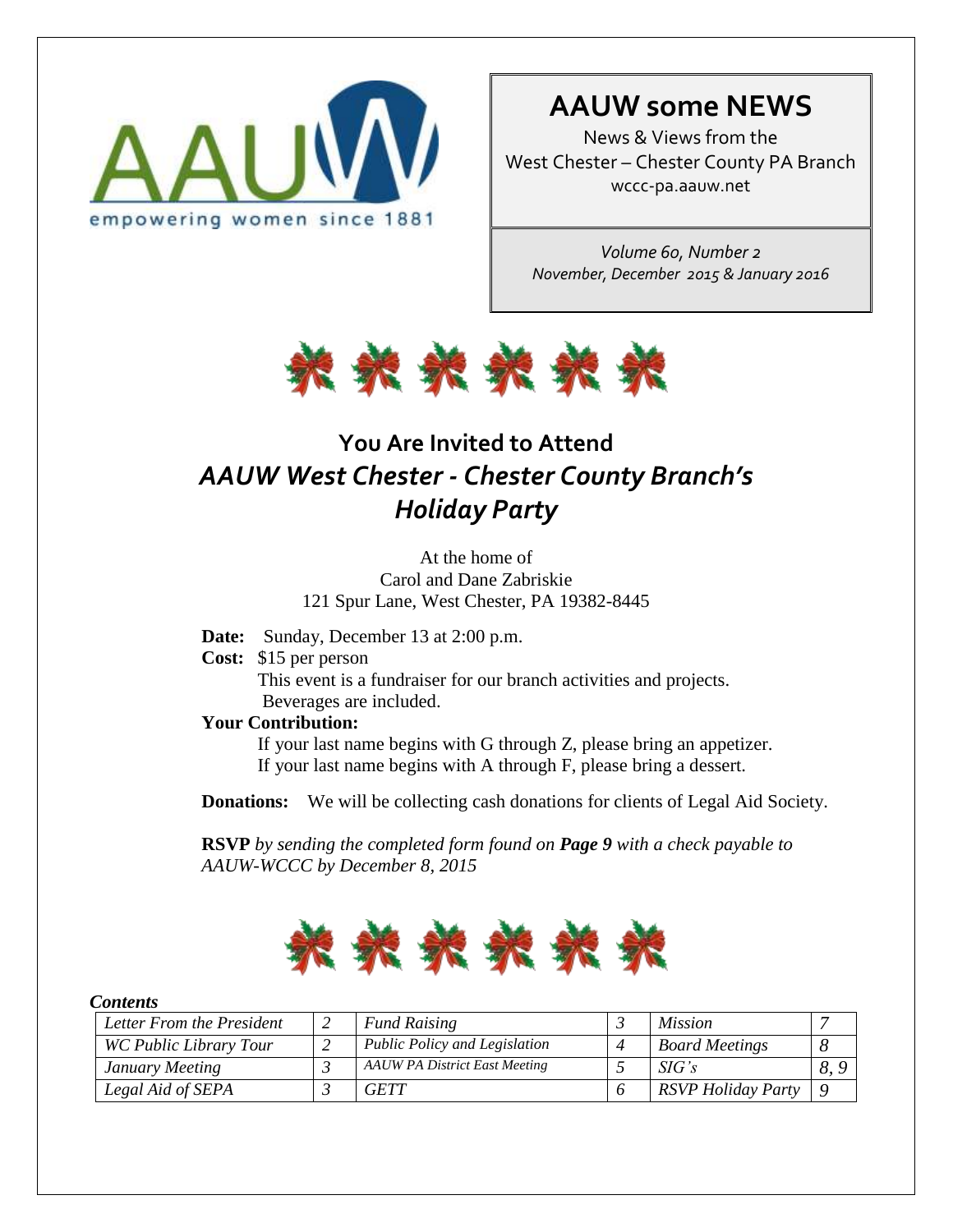empowering women since 1881

# AAUW some NEWS

News & Views from the
West Chester – Chester County PA Branch
wccc-pa.aauw.net

*Volume 60, Number 2*
*November, December 2015 & January 2016*

## You Are Invited to Attend
## *AAUW West Chester - Chester County Branch's Holiday Party*

At the home of
Carol and Dane Zabriskie
121 Spur Lane, West Chester, PA 19382-8445

**Date:** Sunday, December 13 at 2:00 p.m.

**Cost:** $15 per person
This event is a fundraiser for our branch activities and projects.
Beverages are included.

**Your Contribution:**
If your last name begins with G through Z, please bring an appetizer.
If your last name begins with A through F, please bring a dessert.

**Donations:** We will be collecting cash donations for clients of Legal Aid Society.

**RSVP** *by sending the completed form found on **Page 9** with a check payable to AAUW-WCCC by December 8, 2015*

***Contents***

| | | | | | |
|---|---|---|---|---|---|
| *Letter From the President* | *2* | *Fund Raising* | *3* | *Mission* | *7* |
| *WC Public Library Tour* | *2* | *Public Policy and Legislation* | *4* | *Board Meetings* | *8* |
| *January Meeting* | *3* | *AAUW PA District East Meeting* | *5* | *SIG's* | *8, 9* |
| *Legal Aid of SEPA* | *3* | *GETT* | *6* | *RSVP Holiday Party* | *9* |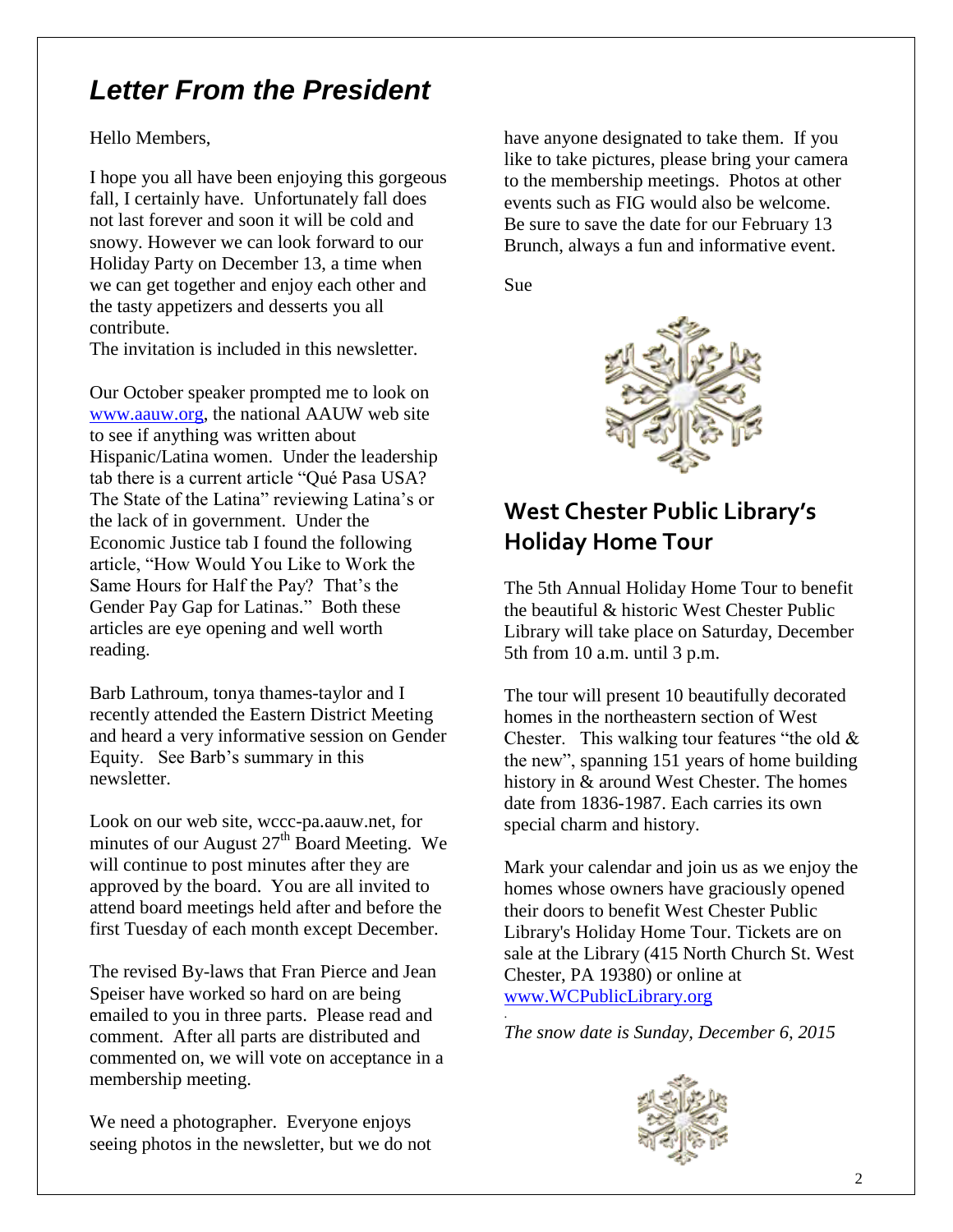## *Letter From the President*

Hello Members,

I hope you all have been enjoying this gorgeous fall, I certainly have. Unfortunately fall does not last forever and soon it will be cold and snowy. However we can look forward to our Holiday Party on December 13, a time when we can get together and enjoy each other and the tasty appetizers and desserts you all contribute.
The invitation is included in this newsletter.

Our October speaker prompted me to look on www.aauw.org, the national AAUW web site to see if anything was written about Hispanic/Latina women. Under the leadership tab there is a current article "Qué Pasa USA? The State of the Latina" reviewing Latina's or the lack of in government. Under the Economic Justice tab I found the following article, "How Would You Like to Work the Same Hours for Half the Pay? That's the Gender Pay Gap for Latinas." Both these articles are eye opening and well worth reading.

Barb Lathroum, tonya thames-taylor and I recently attended the Eastern District Meeting and heard a very informative session on Gender Equity. See Barb's summary in this newsletter.

Look on our web site, wccc-pa.aauw.net, for minutes of our August 27th Board Meeting. We will continue to post minutes after they are approved by the board. You are all invited to attend board meetings held after and before the first Tuesday of each month except December.

The revised By-laws that Fran Pierce and Jean Speiser have worked so hard on are being emailed to you in three parts. Please read and comment. After all parts are distributed and commented on, we will vote on acceptance in a membership meeting.

We need a photographer. Everyone enjoys seeing photos in the newsletter, but we do not have anyone designated to take them. If you like to take pictures, please bring your camera to the membership meetings. Photos at other events such as FIG would also be welcome. Be sure to save the date for our February 13 Brunch, always a fun and informative event.

Sue

## **West Chester Public Library's Holiday Home Tour**

The 5th Annual Holiday Home Tour to benefit the beautiful & historic West Chester Public Library will take place on Saturday, December 5th from 10 a.m. until 3 p.m.

The tour will present 10 beautifully decorated homes in the northeastern section of West Chester. This walking tour features "the old & the new", spanning 151 years of home building history in & around West Chester. The homes date from 1836-1987. Each carries its own special charm and history.

Mark your calendar and join us as we enjoy the homes whose owners have graciously opened their doors to benefit West Chester Public Library's Holiday Home Tour. Tickets are on sale at the Library (415 North Church St. West Chester, PA 19380) or online at www.WCPublicLibrary.org

*The snow date is Sunday, December 6, 2015*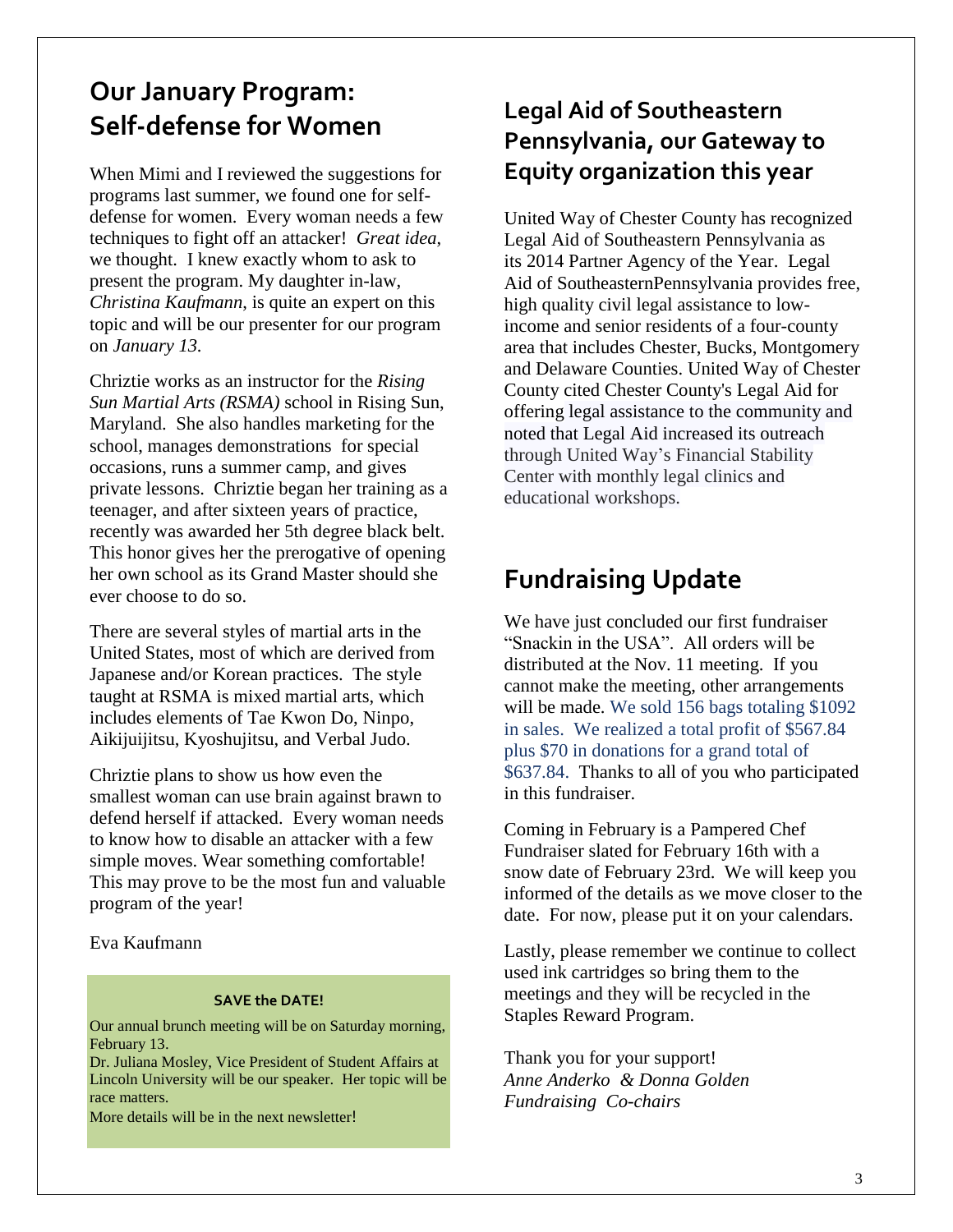## Our January Program: Self-defense for Women

When Mimi and I reviewed the suggestions for programs last summer, we found one for self-defense for women. Every woman needs a few techniques to fight off an attacker! *Great idea*, we thought. I knew exactly whom to ask to present the program. My daughter in-law, *Christina Kaufmann*, is quite an expert on this topic and will be our presenter for our program on *January 13.*

Chriztie works as an instructor for the *Rising Sun Martial Arts (RSMA)* school in Rising Sun, Maryland. She also handles marketing for the school, manages demonstrations for special occasions, runs a summer camp, and gives private lessons. Chriztie began her training as a teenager, and after sixteen years of practice, recently was awarded her 5th degree black belt. This honor gives her the prerogative of opening her own school as its Grand Master should she ever choose to do so.

There are several styles of martial arts in the United States, most of which are derived from Japanese and/or Korean practices. The style taught at RSMA is mixed martial arts, which includes elements of Tae Kwon Do, Ninpo, Aikijuijitsu, Kyoshujitsu, and Verbal Judo.

Chriztie plans to show us how even the smallest woman can use brain against brawn to defend herself if attacked. Every woman needs to know how to disable an attacker with a few simple moves. Wear something comfortable! This may prove to be the most fun and valuable program of the year!

Eva Kaufmann

**SAVE the DATE!**

Our annual brunch meeting will be on Saturday morning, February 13.
Dr. Juliana Mosley, Vice President of Student Affairs at Lincoln University will be our speaker. Her topic will be race matters.
More details will be in the next newsletter!

## Legal Aid of Southeastern Pennsylvania, our Gateway to Equity organization this year

United Way of Chester County has recognized Legal Aid of Southeastern Pennsylvania as its 2014 Partner Agency of the Year. Legal Aid of SoutheasternPennsylvania provides free, high quality civil legal assistance to low-income and senior residents of a four-county area that includes Chester, Bucks, Montgomery and Delaware Counties. United Way of Chester County cited Chester County's Legal Aid for offering legal assistance to the community and noted that Legal Aid increased its outreach through United Way's Financial Stability Center with monthly legal clinics and educational workshops.

## Fundraising Update

We have just concluded our first fundraiser "Snackin in the USA". All orders will be distributed at the Nov. 11 meeting. If you cannot make the meeting, other arrangements will be made. We sold 156 bags totaling $1092 in sales. We realized a total profit of $567.84 plus $70 in donations for a grand total of $637.84. Thanks to all of you who participated in this fundraiser.

Coming in February is a Pampered Chef Fundraiser slated for February 16th with a snow date of February 23rd. We will keep you informed of the details as we move closer to the date. For now, please put it on your calendars.

Lastly, please remember we continue to collect used ink cartridges so bring them to the meetings and they will be recycled in the Staples Reward Program.

Thank you for your support!
*Anne Anderko & Donna Golden*
*Fundraising Co-chairs*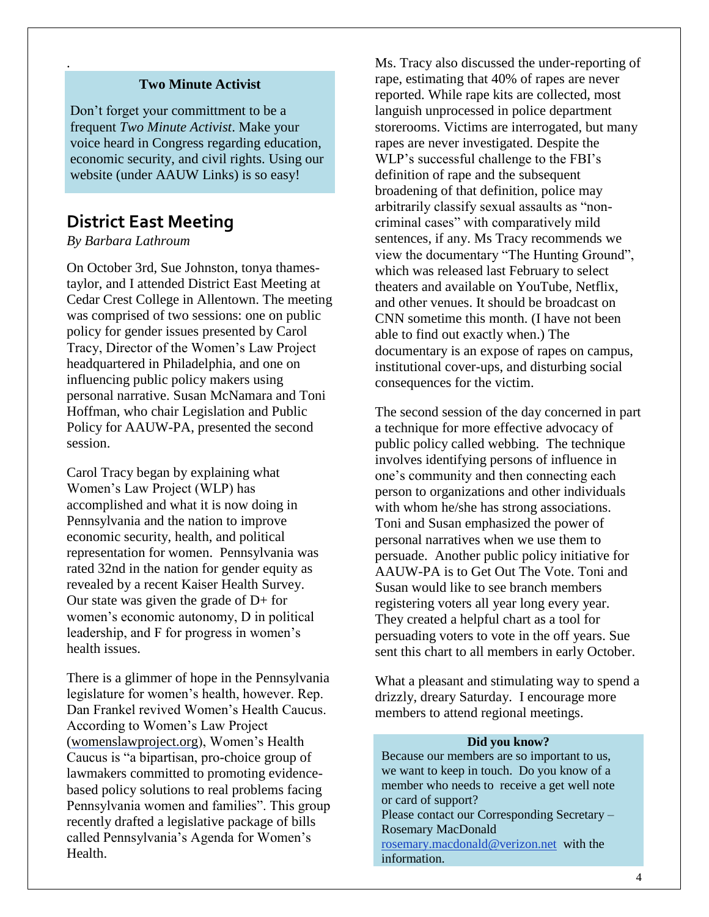.

**Two Minute Activist**

Don't forget your committment to be a frequent *Two Minute Activist*. Make your voice heard in Congress regarding education, economic security, and civil rights. Using our website (under AAUW Links) is so easy!

## District East Meeting

*By Barbara Lathroum*

On October 3rd, Sue Johnston, tonya thames-taylor, and I attended District East Meeting at Cedar Crest College in Allentown. The meeting was comprised of two sessions: one on public policy for gender issues presented by Carol Tracy, Director of the Women's Law Project headquartered in Philadelphia, and one on influencing public policy makers using personal narrative. Susan McNamara and Toni Hoffman, who chair Legislation and Public Policy for AAUW-PA, presented the second session.

Carol Tracy began by explaining what Women's Law Project (WLP) has accomplished and what it is now doing in Pennsylvania and the nation to improve economic security, health, and political representation for women. Pennsylvania was rated 32nd in the nation for gender equity as revealed by a recent Kaiser Health Survey. Our state was given the grade of D+ for women's economic autonomy, D in political leadership, and F for progress in women's health issues.

There is a glimmer of hope in the Pennsylvania legislature for women's health, however. Rep. Dan Frankel revived Women's Health Caucus. According to Women's Law Project (womenslawproject.org), Women's Health Caucus is "a bipartisan, pro-choice group of lawmakers committed to promoting evidence-based policy solutions to real problems facing Pennsylvania women and families". This group recently drafted a legislative package of bills called Pennsylvania's Agenda for Women's Health.

Ms. Tracy also discussed the under-reporting of rape, estimating that 40% of rapes are never reported. While rape kits are collected, most languish unprocessed in police department storerooms. Victims are interrogated, but many rapes are never investigated. Despite the WLP's successful challenge to the FBI's definition of rape and the subsequent broadening of that definition, police may arbitrarily classify sexual assaults as "non-criminal cases" with comparatively mild sentences, if any. Ms Tracy recommends we view the documentary "The Hunting Ground", which was released last February to select theaters and available on YouTube, Netflix, and other venues. It should be broadcast on CNN sometime this month. (I have not been able to find out exactly when.) The documentary is an expose of rapes on campus, institutional cover-ups, and disturbing social consequences for the victim.

The second session of the day concerned in part a technique for more effective advocacy of public policy called webbing. The technique involves identifying persons of influence in one's community and then connecting each person to organizations and other individuals with whom he/she has strong associations. Toni and Susan emphasized the power of personal narratives when we use them to persuade. Another public policy initiative for AAUW-PA is to Get Out The Vote. Toni and Susan would like to see branch members registering voters all year long every year. They created a helpful chart as a tool for persuading voters to vote in the off years. Sue sent this chart to all members in early October.

What a pleasant and stimulating way to spend a drizzly, dreary Saturday. I encourage more members to attend regional meetings.

**Did you know?**

Because our members are so important to us, we want to keep in touch. Do you know of a member who needs to receive a get well note or card of support?
Please contact our Corresponding Secretary – Rosemary MacDonald
rosemary.macdonald@verizon.net with the information.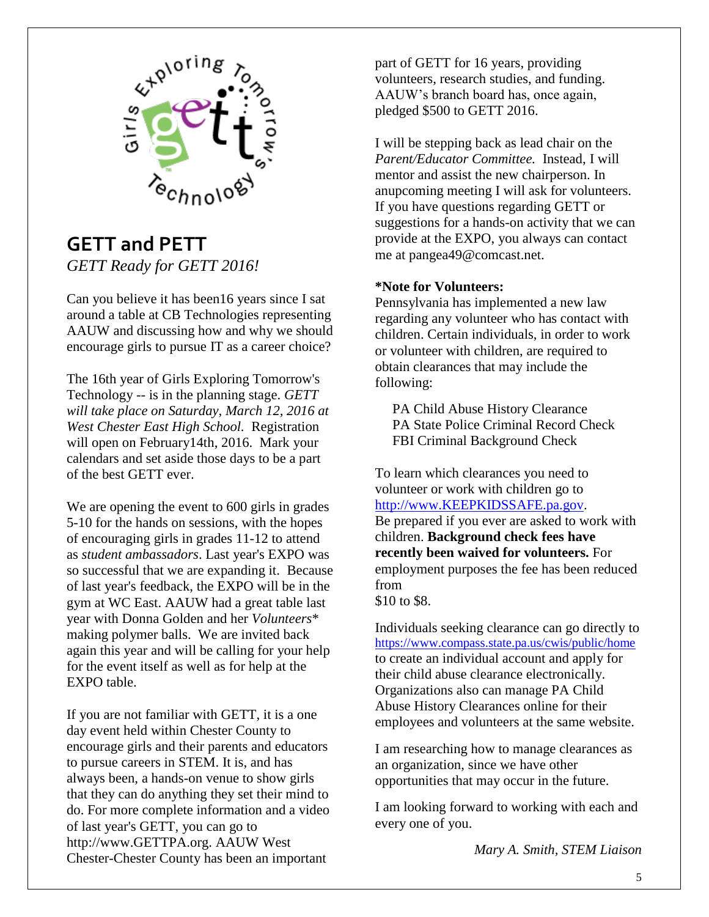## GETT and PETT

*GETT Ready for GETT 2016!*

Can you believe it has been16 years since I sat around a table at CB Technologies representing AAUW and discussing how and why we should encourage girls to pursue IT as a career choice?

The 16th year of Girls Exploring Tomorrow's Technology -- is in the planning stage. *GETT will take place on Saturday, March 12, 2016 at West Chester East High School.* Registration will open on February14th, 2016. Mark your calendars and set aside those days to be a part of the best GETT ever.

We are opening the event to 600 girls in grades 5-10 for the hands on sessions, with the hopes of encouraging girls in grades 11-12 to attend as *student ambassadors*. Last year's EXPO was so successful that we are expanding it. Because of last year's feedback, the EXPO will be in the gym at WC East. AAUW had a great table last year with Donna Golden and her *Volunteers** making polymer balls. We are invited back again this year and will be calling for your help for the event itself as well as for help at the EXPO table.

If you are not familiar with GETT, it is a one day event held within Chester County to encourage girls and their parents and educators to pursue careers in STEM. It is, and has always been, a hands-on venue to show girls that they can do anything they set their mind to do. For more complete information and a video of last year's GETT, you can go to http://www.GETTPA.org. AAUW West Chester-Chester County has been an important part of GETT for 16 years, providing volunteers, research studies, and funding. AAUW's branch board has, once again, pledged $500 to GETT 2016.

I will be stepping back as lead chair on the *Parent/Educator Committee.* Instead, I will mentor and assist the new chairperson. In anupcoming meeting I will ask for volunteers. If you have questions regarding GETT or suggestions for a hands-on activity that we can provide at the EXPO, you always can contact me at pangea49@comcast.net.

**\*Note for Volunteers:**
Pennsylvania has implemented a new law regarding any volunteer who has contact with children. Certain individuals, in order to work or volunteer with children, are required to obtain clearances that may include the following:

PA Child Abuse History Clearance
PA State Police Criminal Record Check
FBI Criminal Background Check

To learn which clearances you need to volunteer or work with children go to http://www.KEEPKIDSSAFE.pa.gov.
Be prepared if you ever are asked to work with children. **Background check fees have recently been waived for volunteers.** For employment purposes the fee has been reduced from
$10 to $8.

Individuals seeking clearance can go directly to https://www.compass.state.pa.us/cwis/public/home to create an individual account and apply for their child abuse clearance electronically. Organizations also can manage PA Child Abuse History Clearances online for their employees and volunteers at the same website.

I am researching how to manage clearances as an organization, since we have other opportunities that may occur in the future.

I am looking forward to working with each and every one of you.

*Mary A. Smith, STEM Liaison*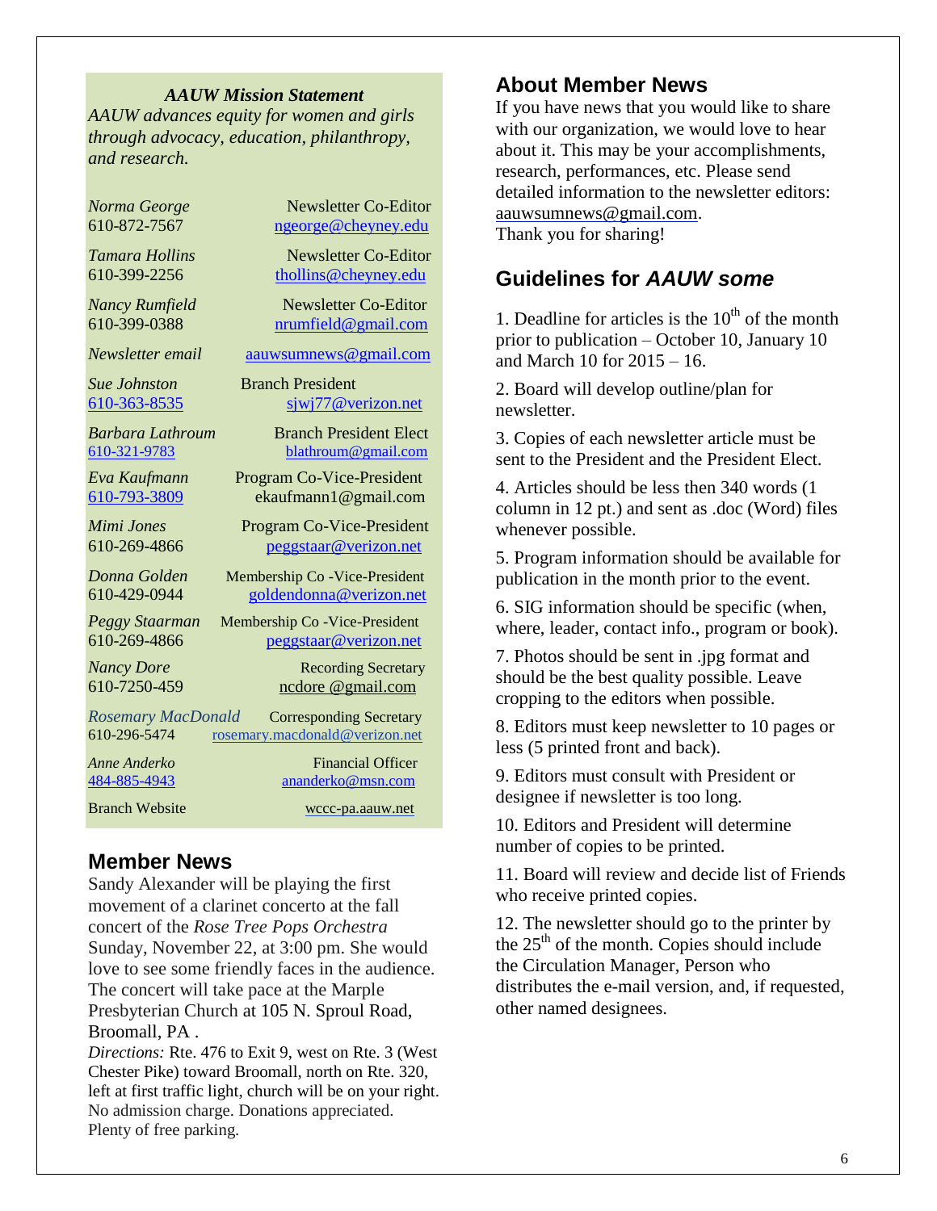***AAUW Mission Statement***

*AAUW advances equity for women and girls through advocacy, education, philanthropy, and research.*

| | |
|---|---|
| *Norma George*<br>610-872-7567 | Newsletter Co-Editor<br>ngeorge@cheyney.edu |
| *Tamara Hollins*<br>610-399-2256 | Newsletter Co-Editor<br>thollins@cheyney.edu |
| *Nancy Rumfield*<br>610-399-0388 | Newsletter Co-Editor<br>nrumfield@gmail.com |
| *Newsletter email* | aauwsumnews@gmail.com |
| *Sue Johnston*<br>610-363-8535 | Branch President<br>sjwj77@verizon.net |
| *Barbara Lathroum*<br>610-321-9783 | Branch President Elect<br>blathroum@gmail.com |
| *Eva Kaufmann*<br>610-793-3809 | Program Co-Vice-President<br>ekaufmann1@gmail.com |
| *Mimi Jones*<br>610-269-4866 | Program Co-Vice-President<br>peggstaar@verizon.net |
| *Donna Golden*<br>610-429-0944 | Membership Co -Vice-President<br>goldendonna@verizon.net |
| *Peggy Staarman*<br>610-269-4866 | Membership Co -Vice-President<br>peggstaar@verizon.net |
| *Nancy Dore*<br>610-7250-459 | Recording Secretary<br>ncdore @gmail.com |
| *Rosemary MacDonald*<br>610-296-5474 | Corresponding Secretary<br>rosemary.macdonald@verizon.net |
| *Anne Anderko*<br>484-885-4943 | Financial Officer<br>ananderko@msn.com |
| Branch Website | wccc-pa.aauw.net |

## Member News

Sandy Alexander will be playing the first movement of a clarinet concerto at the fall concert of the *Rose Tree Pops Orchestra* Sunday, November 22, at 3:00 pm. She would love to see some friendly faces in the audience. The concert will take pace at the Marple Presbyterian Church at 105 N. Sproul Road, Broomall, PA .

*Directions:* Rte. 476 to Exit 9, west on Rte. 3 (West Chester Pike) toward Broomall, north on Rte. 320, left at first traffic light, church will be on your right. No admission charge. Donations appreciated. Plenty of free parking.

## About Member News

If you have news that you would like to share with our organization, we would love to hear about it. This may be your accomplishments, research, performances, etc. Please send detailed information to the newsletter editors: aauwsumnews@gmail.com.
Thank you for sharing!

## Guidelines for *AAUW some*

1. Deadline for articles is the 10th of the month prior to publication – October 10, January 10 and March 10 for 2015 – 16.
2. Board will develop outline/plan for newsletter.
3. Copies of each newsletter article must be sent to the President and the President Elect.
4. Articles should be less then 340 words (1 column in 12 pt.) and sent as .doc (Word) files whenever possible.
5. Program information should be available for publication in the month prior to the event.
6. SIG information should be specific (when, where, leader, contact info., program or book).
7. Photos should be sent in .jpg format and should be the best quality possible. Leave cropping to the editors when possible.
8. Editors must keep newsletter to 10 pages or less (5 printed front and back).
9. Editors must consult with President or designee if newsletter is too long.
10. Editors and President will determine number of copies to be printed.
11. Board will review and decide list of Friends who receive printed copies.
12. The newsletter should go to the printer by the 25th of the month. Copies should include the Circulation Manager, Person who distributes the e-mail version, and, if requested, other named designees.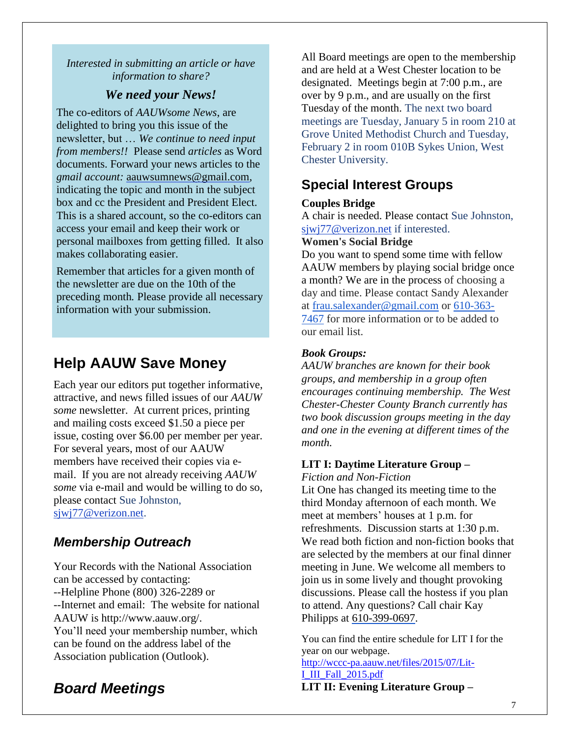*Interested in submitting an article or have information to share?*

***We need your News!***

The co-editors of *AAUWsome News*, are delighted to bring you this issue of the newsletter, but … *We continue to need input from members!!* Please send *articles* as Word documents. Forward your news articles to the *gmail account:* aauwsumnews@gmail.com, indicating the topic and month in the subject box and cc the President and President Elect. This is a shared account, so the co-editors can access your email and keep their work or personal mailboxes from getting filled. It also makes collaborating easier.

Remember that articles for a given month of the newsletter are due on the 10th of the preceding month*.* Please provide all necessary information with your submission.

## Help AAUW Save Money

Each year our editors put together informative, attractive, and news filled issues of our *AAUW some* newsletter. At current prices, printing and mailing costs exceed $1.50 a piece per issue, costing over $6.00 per member per year. For several years, most of our AAUW members have received their copies via e-mail. If you are not already receiving *AAUW some* via e-mail and would be willing to do so, please contact Sue Johnston, sjwj77@verizon.net.

## *Membership Outreach*

Your Records with the National Association can be accessed by contacting:
--Helpline Phone (800) 326-2289 or
--Internet and email: The website for national AAUW is http://www.aauw.org/.
You'll need your membership number, which can be found on the address label of the Association publication (Outlook).

## *Board Meetings*

All Board meetings are open to the membership and are held at a West Chester location to be designated. Meetings begin at 7:00 p.m., are over by 9 p.m., and are usually on the first Tuesday of the month. The next two board meetings are Tuesday, January 5 in room 210 at Grove United Methodist Church and Tuesday, February 2 in room 010B Sykes Union, West Chester University.

## Special Interest Groups

**Couples Bridge**
A chair is needed. Please contact Sue Johnston, sjwj77@verizon.net if interested.

**Women's Social Bridge**
Do you want to spend some time with fellow AAUW members by playing social bridge once a month? We are in the process of choosing a day and time. Please contact Sandy Alexander at frau.salexander@gmail.com or 610-363-7467 for more information or to be added to our email list.

***Book Groups:***
*AAUW branches are known for their book groups, and membership in a group often encourages continuing membership. The West Chester-Chester County Branch currently has two book discussion groups meeting in the day and one in the evening at different times of the month.*

**LIT I: Daytime Literature Group –**
*Fiction and Non-Fiction*
Lit One has changed its meeting time to the third Monday afternoon of each month. We meet at members' houses at 1 p.m. for refreshments. Discussion starts at 1:30 p.m. We read both fiction and non-fiction books that are selected by the members at our final dinner meeting in June. We welcome all members to join us in some lively and thought provoking discussions. Please call the hostess if you plan to attend. Any questions? Call chair Kay Philipps at 610-399-0697.

You can find the entire schedule for LIT I for the year on our webpage.
http://wccc-pa.aauw.net/files/2015/07/Lit-I_III_Fall_2015.pdf

**LIT II: Evening Literature Group –**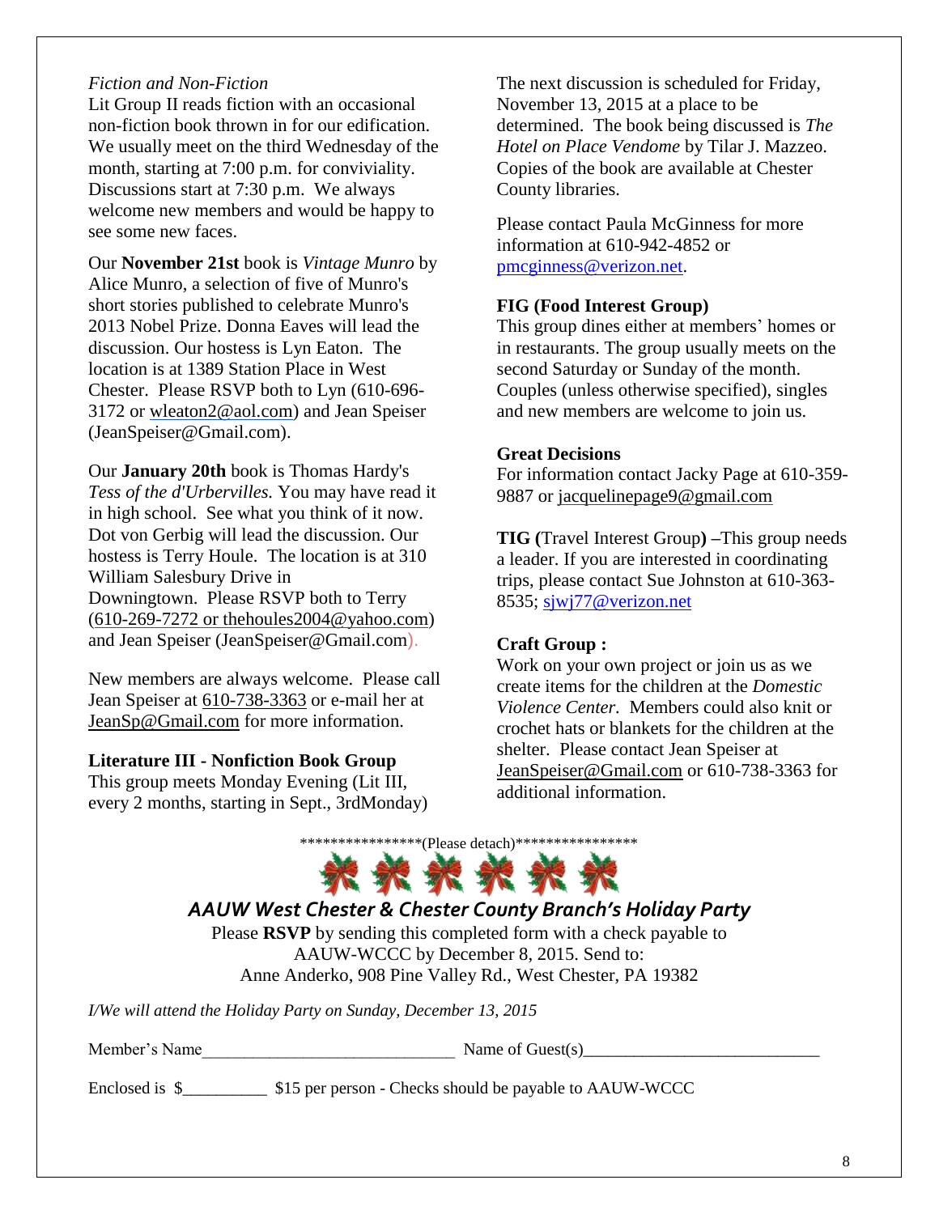*Fiction and Non-Fiction*

Lit Group II reads fiction with an occasional non-fiction book thrown in for our edification. We usually meet on the third Wednesday of the month, starting at 7:00 p.m. for conviviality. Discussions start at 7:30 p.m. We always welcome new members and would be happy to see some new faces.

Our **November 21st** book is *Vintage Munro* by Alice Munro, a selection of five of Munro's short stories published to celebrate Munro's 2013 Nobel Prize. Donna Eaves will lead the discussion. Our hostess is Lyn Eaton. The location is at 1389 Station Place in West Chester. Please RSVP both to Lyn (610-696-3172 or wleaton2@aol.com) and Jean Speiser (JeanSpeiser@Gmail.com).

Our **January 20th** book is Thomas Hardy's *Tess of the d'Urbervilles.* You may have read it in high school. See what you think of it now. Dot von Gerbig will lead the discussion. Our hostess is Terry Houle. The location is at 310 William Salesbury Drive in Downingtown. Please RSVP both to Terry (610-269-7272 or thehoules2004@yahoo.com) and Jean Speiser (JeanSpeiser@Gmail.com).

New members are always welcome. Please call Jean Speiser at 610-738-3363 or e-mail her at JeanSp@Gmail.com for more information.

**Literature III - Nonfiction Book Group**

This group meets Monday Evening (Lit III, every 2 months, starting in Sept., 3rdMonday)

The next discussion is scheduled for Friday, November 13, 2015 at a place to be determined. The book being discussed is *The Hotel on Place Vendome* by Tilar J. Mazzeo. Copies of the book are available at Chester County libraries.

Please contact Paula McGinness for more information at 610-942-4852 or pmcginness@verizon.net.

**FIG (Food Interest Group)**

This group dines either at members' homes or in restaurants. The group usually meets on the second Saturday or Sunday of the month. Couples (unless otherwise specified), singles and new members are welcome to join us.

**Great Decisions**

For information contact Jacky Page at 610-359-9887 or jacquelinepage9@gmail.com

**TIG (**Travel Interest Group**) –**This group needs a leader. If you are interested in coordinating trips, please contact Sue Johnston at 610-363-8535; sjwj77@verizon.net

**Craft Group :**

Work on your own project or join us as we create items for the children at the *Domestic Violence Center.* Members could also knit or crochet hats or blankets for the children at the shelter. Please contact Jean Speiser at JeanSpeiser@Gmail.com or 610-738-3363 for additional information.

****************(Please detach)****************

***AAUW West Chester & Chester County Branch's Holiday Party***

Please **RSVP** by sending this completed form with a check payable to AAUW-WCCC by December 8, 2015. Send to:
Anne Anderko, 908 Pine Valley Rd., West Chester, PA 19382

*I/We will attend the Holiday Party on Sunday, December 13, 2015*

Member's Name______________________________ Name of Guest(s)___________________________

Enclosed is $__________ $15 per person - Checks should be payable to AAUW-WCCC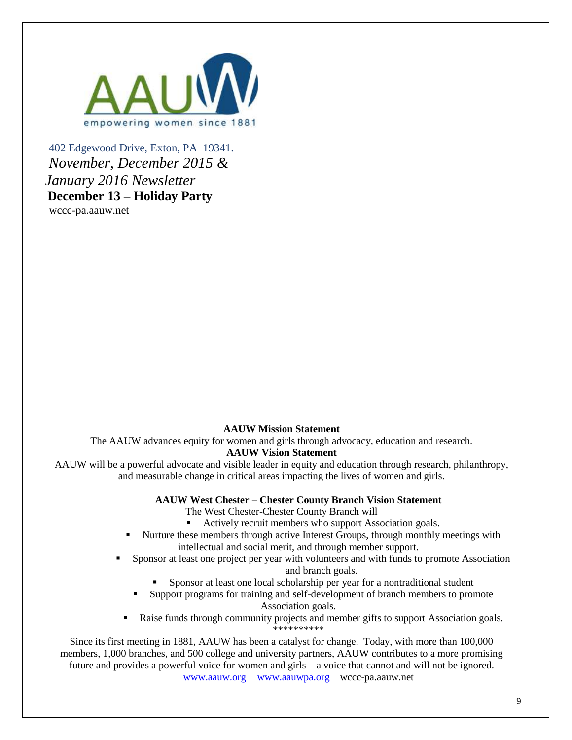AAUW

empowering women since 1881

402 Edgewood Drive, Exton, PA 19341.

*November, December 2015 &*
*January 2016 Newsletter*

**December 13 – Holiday Party**

wccc-pa.aauw.net

**AAUW Mission Statement**

The AAUW advances equity for women and girls through advocacy, education and research.

**AAUW Vision Statement**

AAUW will be a powerful advocate and visible leader in equity and education through research, philanthropy, and measurable change in critical areas impacting the lives of women and girls.

**AAUW West Chester – Chester County Branch Vision Statement**

The West Chester-Chester County Branch will

- Actively recruit members who support Association goals.
- Nurture these members through active Interest Groups, through monthly meetings with intellectual and social merit, and through member support.
- Sponsor at least one project per year with volunteers and with funds to promote Association and branch goals.
- Sponsor at least one local scholarship per year for a nontraditional student
- Support programs for training and self-development of branch members to promote Association goals.
- Raise funds through community projects and member gifts to support Association goals.

**********

Since its first meeting in 1881, AAUW has been a catalyst for change. Today, with more than 100,000 members, 1,000 branches, and 500 college and university partners, AAUW contributes to a more promising future and provides a powerful voice for women and girls—a voice that cannot and will not be ignored.

www.aauw.org www.aauwpa.org wccc-pa.aauw.net